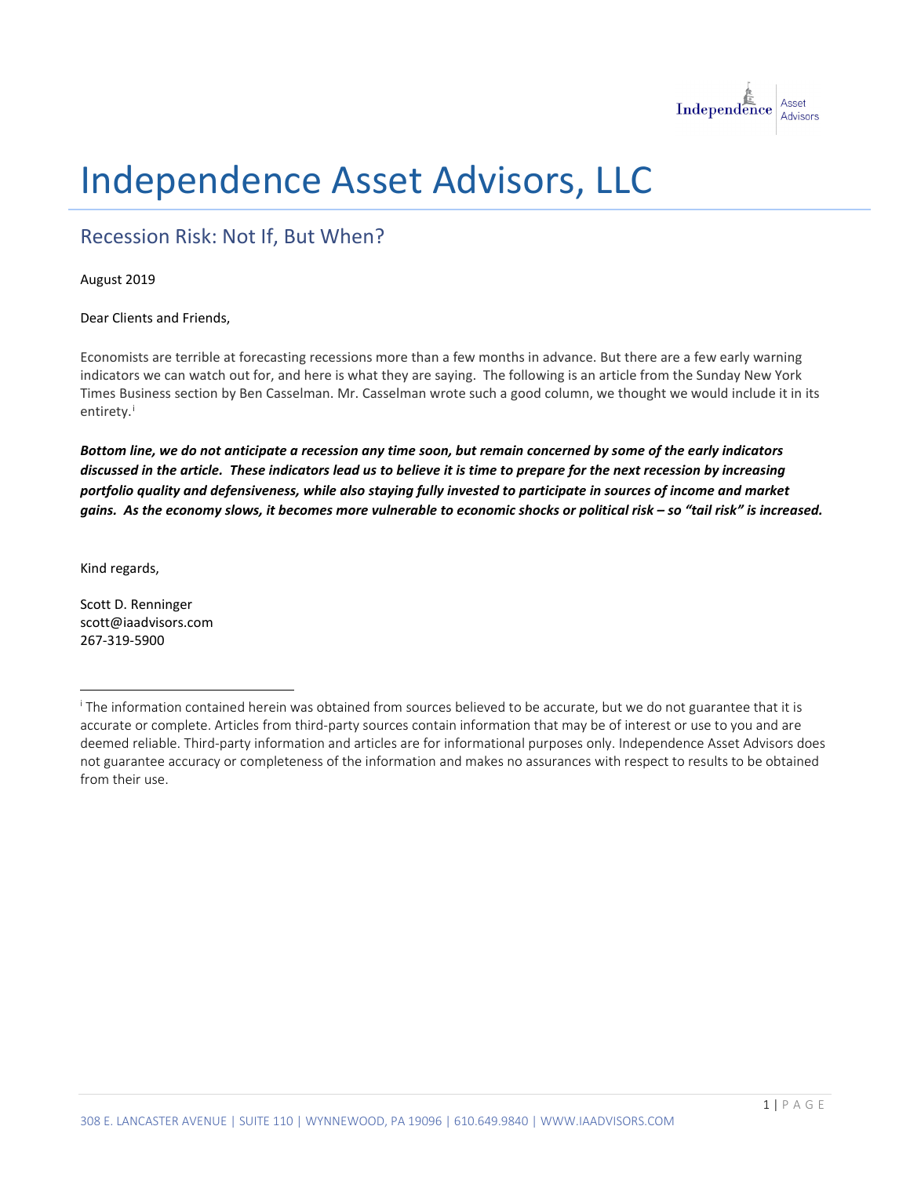# Independence Asset Advisors, LLC

## Recession Risk: Not If, But When?

August 2019

Dear Clients and Friends,

Economists are terrible at forecasting recessions more than a few months in advance. But there are a few early warning indicators we can watch out for, and here is what they are saying. The following is an article from the Sunday New York Times Business section by Ben Casselman. Mr. Casselman wrote such a good column, we thought we would include it in its entirety.[i]

***Bottom line, we do not anticipate a recession any time soon, but remain concerned by some of the early indicators discussed in the article. These indicators lead us to believe it is time to prepare for the next recession by increasing portfolio quality and defensiveness, while also staying fully invested to participate in sources of income and market gains. As the economy slows, it becomes more vulnerable to economic shocks or political risk – so "tail risk" is increased.***

Kind regards,

Scott D. Renninger
scott@iaadvisors.com
267-319-5900

---

[i] The information contained herein was obtained from sources believed to be accurate, but we do not guarantee that it is accurate or complete. Articles from third-party sources contain information that may be of interest or use to you and are deemed reliable. Third-party information and articles are for informational purposes only. Independence Asset Advisors does not guarantee accuracy or completeness of the information and makes no assurances with respect to results to be obtained from their use.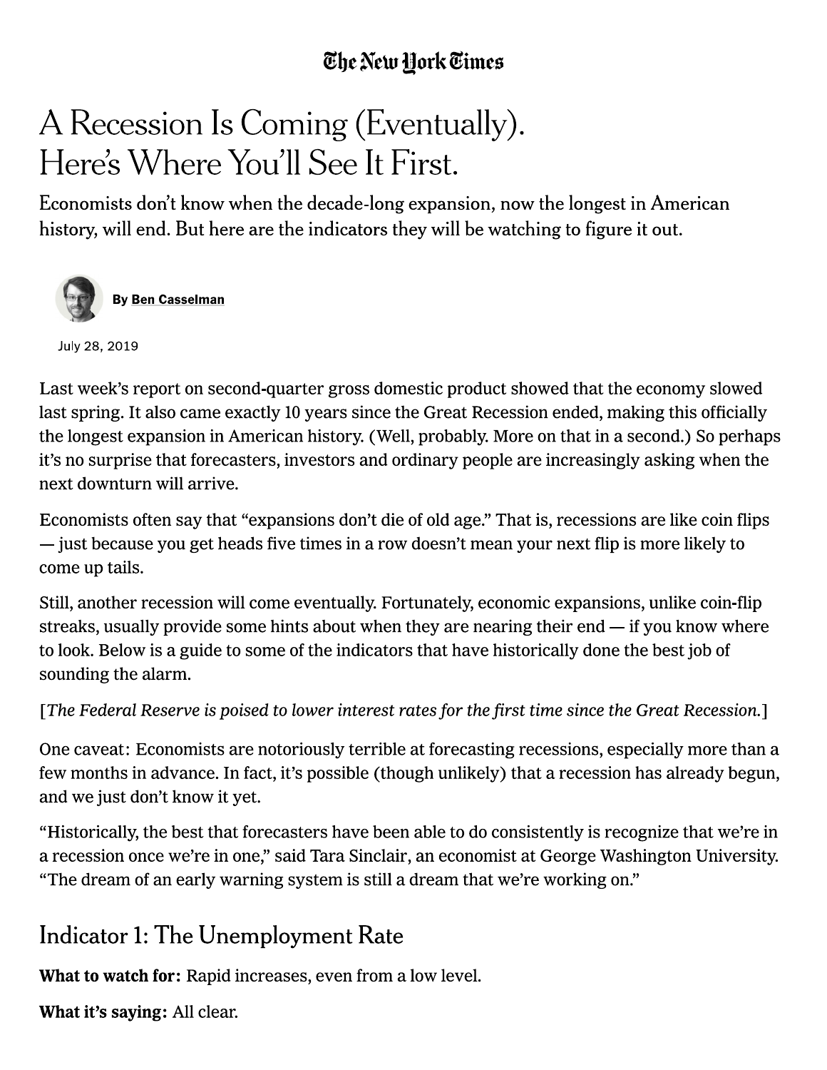# A Recession Is Coming (Eventually). Here's Where You'll See It First.

Economists don't know when the decade-long expansion, now the longest in American history, will end. But here are the indicators they will be watching to figure it out.

By Ben Casselman

July 28, 2019

Last week's report on second-quarter gross domestic product showed that the economy slowed last spring. It also came exactly 10 years since the Great Recession ended, making this officially the longest expansion in American history. (Well, probably. More on that in a second.) So perhaps it's no surprise that forecasters, investors and ordinary people are increasingly asking when the next downturn will arrive.

Economists often say that "expansions don't die of old age." That is, recessions are like coin flips — just because you get heads five times in a row doesn't mean your next flip is more likely to come up tails.

Still, another recession will come eventually. Fortunately, economic expansions, unlike coin-flip streaks, usually provide some hints about when they are nearing their end — if you know where to look. Below is a guide to some of the indicators that have historically done the best job of sounding the alarm.

[*The Federal Reserve is poised to lower interest rates for the first time since the Great Recession.*]

One caveat: Economists are notoriously terrible at forecasting recessions, especially more than a few months in advance. In fact, it's possible (though unlikely) that a recession has already begun, and we just don't know it yet.

"Historically, the best that forecasters have been able to do consistently is recognize that we're in a recession once we're in one," said Tara Sinclair, an economist at George Washington University. "The dream of an early warning system is still a dream that we're working on."

## Indicator 1: The Unemployment Rate

**What to watch for:** Rapid increases, even from a low level.

**What it's saying:** All clear.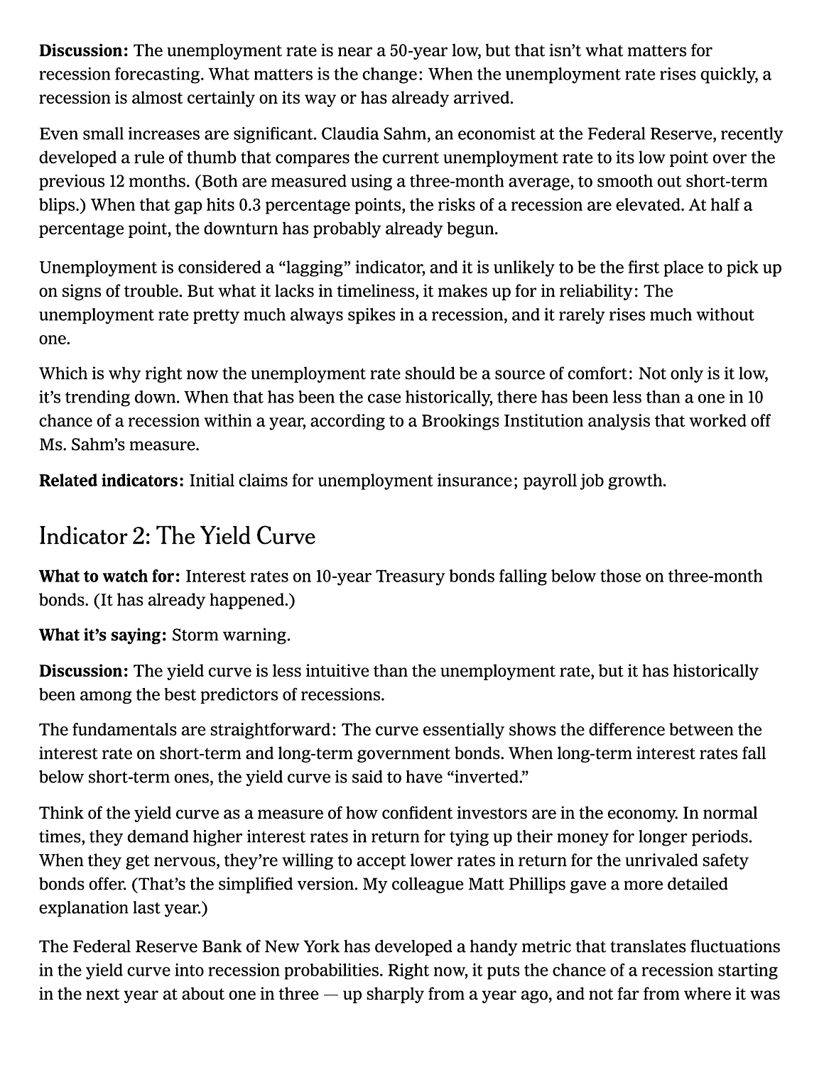**Discussion:** The unemployment rate is near a 50-year low, but that isn't what matters for recession forecasting. What matters is the change: When the unemployment rate rises quickly, a recession is almost certainly on its way or has already arrived.

Even small increases are significant. Claudia Sahm, an economist at the Federal Reserve, recently developed a rule of thumb that compares the current unemployment rate to its low point over the previous 12 months. (Both are measured using a three-month average, to smooth out short-term blips.) When that gap hits 0.3 percentage points, the risks of a recession are elevated. At half a percentage point, the downturn has probably already begun.

Unemployment is considered a "lagging" indicator, and it is unlikely to be the first place to pick up on signs of trouble. But what it lacks in timeliness, it makes up for in reliability: The unemployment rate pretty much always spikes in a recession, and it rarely rises much without one.

Which is why right now the unemployment rate should be a source of comfort: Not only is it low, it's trending down. When that has been the case historically, there has been less than a one in 10 chance of a recession within a year, according to a Brookings Institution analysis that worked off Ms. Sahm's measure.

**Related indicators:** Initial claims for unemployment insurance; payroll job growth.

## Indicator 2: The Yield Curve

**What to watch for:** Interest rates on 10-year Treasury bonds falling below those on three-month bonds. (It has already happened.)

**What it's saying:** Storm warning.

**Discussion:** The yield curve is less intuitive than the unemployment rate, but it has historically been among the best predictors of recessions.

The fundamentals are straightforward: The curve essentially shows the difference between the interest rate on short-term and long-term government bonds. When long-term interest rates fall below short-term ones, the yield curve is said to have "inverted."

Think of the yield curve as a measure of how confident investors are in the economy. In normal times, they demand higher interest rates in return for tying up their money for longer periods. When they get nervous, they're willing to accept lower rates in return for the unrivaled safety bonds offer. (That's the simplified version. My colleague Matt Phillips gave a more detailed explanation last year.)

The Federal Reserve Bank of New York has developed a handy metric that translates fluctuations in the yield curve into recession probabilities. Right now, it puts the chance of a recession starting in the next year at about one in three — up sharply from a year ago, and not far from where it was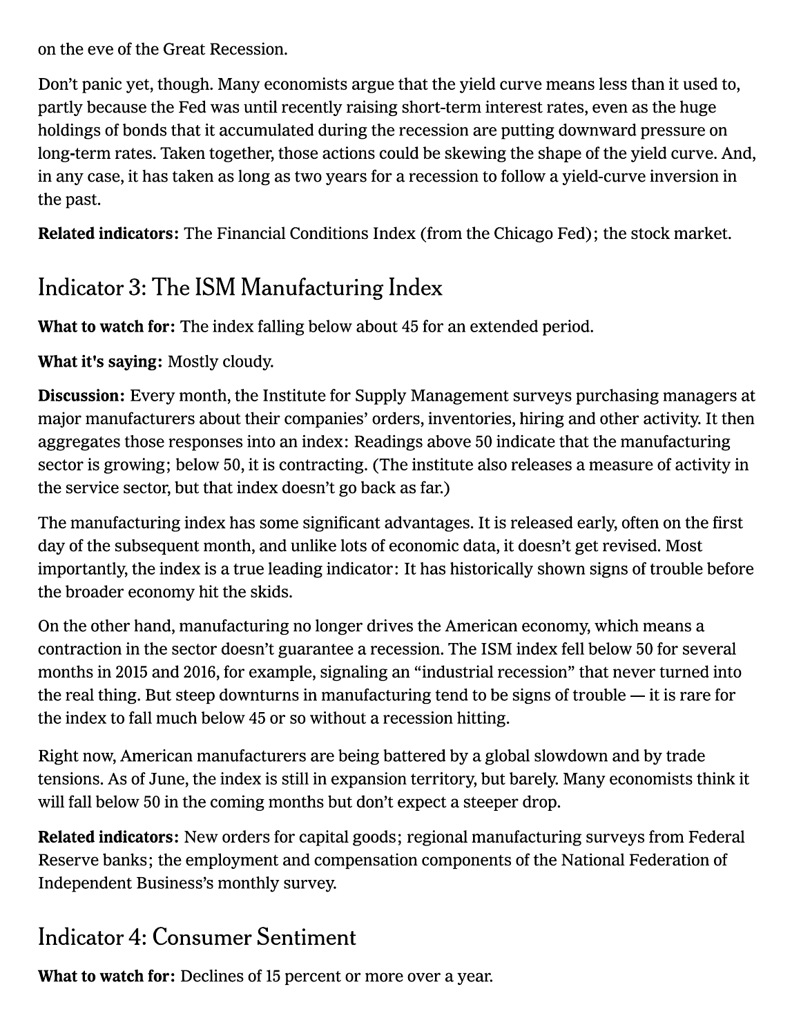on the eve of the Great Recession.

Don't panic yet, though. Many economists argue that the yield curve means less than it used to, partly because the Fed was until recently raising short-term interest rates, even as the huge holdings of bonds that it accumulated during the recession are putting downward pressure on long-term rates. Taken together, those actions could be skewing the shape of the yield curve. And, in any case, it has taken as long as two years for a recession to follow a yield-curve inversion in the past.

**Related indicators:** The Financial Conditions Index (from the Chicago Fed); the stock market.

## Indicator 3: The ISM Manufacturing Index

**What to watch for:** The index falling below about 45 for an extended period.

**What it's saying:** Mostly cloudy.

**Discussion:** Every month, the Institute for Supply Management surveys purchasing managers at major manufacturers about their companies' orders, inventories, hiring and other activity. It then aggregates those responses into an index: Readings above 50 indicate that the manufacturing sector is growing; below 50, it is contracting. (The institute also releases a measure of activity in the service sector, but that index doesn't go back as far.)

The manufacturing index has some significant advantages. It is released early, often on the first day of the subsequent month, and unlike lots of economic data, it doesn't get revised. Most importantly, the index is a true leading indicator: It has historically shown signs of trouble before the broader economy hit the skids.

On the other hand, manufacturing no longer drives the American economy, which means a contraction in the sector doesn't guarantee a recession. The ISM index fell below 50 for several months in 2015 and 2016, for example, signaling an "industrial recession" that never turned into the real thing. But steep downturns in manufacturing tend to be signs of trouble — it is rare for the index to fall much below 45 or so without a recession hitting.

Right now, American manufacturers are being battered by a global slowdown and by trade tensions. As of June, the index is still in expansion territory, but barely. Many economists think it will fall below 50 in the coming months but don't expect a steeper drop.

**Related indicators:** New orders for capital goods; regional manufacturing surveys from Federal Reserve banks; the employment and compensation components of the National Federation of Independent Business's monthly survey.

## Indicator 4: Consumer Sentiment

**What to watch for:** Declines of 15 percent or more over a year.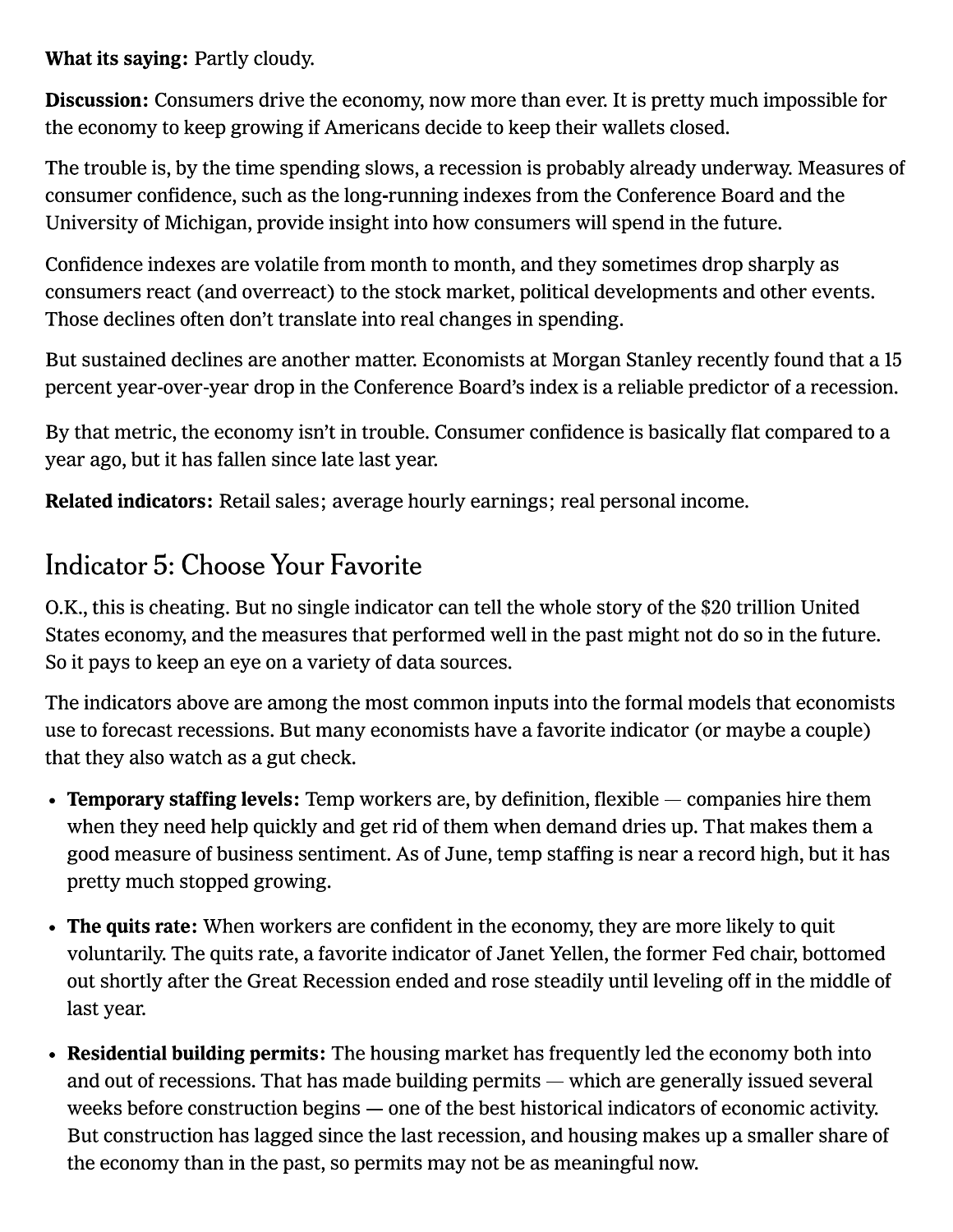**What its saying:** Partly cloudy.

**Discussion:** Consumers drive the economy, now more than ever. It is pretty much impossible for the economy to keep growing if Americans decide to keep their wallets closed.

The trouble is, by the time spending slows, a recession is probably already underway. Measures of consumer confidence, such as the long-running indexes from the Conference Board and the University of Michigan, provide insight into how consumers will spend in the future.

Confidence indexes are volatile from month to month, and they sometimes drop sharply as consumers react (and overreact) to the stock market, political developments and other events. Those declines often don't translate into real changes in spending.

But sustained declines are another matter. Economists at Morgan Stanley recently found that a 15 percent year-over-year drop in the Conference Board's index is a reliable predictor of a recession.

By that metric, the economy isn't in trouble. Consumer confidence is basically flat compared to a year ago, but it has fallen since late last year.

**Related indicators:** Retail sales; average hourly earnings; real personal income.

## Indicator 5: Choose Your Favorite

O.K., this is cheating. But no single indicator can tell the whole story of the $20 trillion United States economy, and the measures that performed well in the past might not do so in the future. So it pays to keep an eye on a variety of data sources.

The indicators above are among the most common inputs into the formal models that economists use to forecast recessions. But many economists have a favorite indicator (or maybe a couple) that they also watch as a gut check.

- **Temporary staffing levels:** Temp workers are, by definition, flexible — companies hire them when they need help quickly and get rid of them when demand dries up. That makes them a good measure of business sentiment. As of June, temp staffing is near a record high, but it has pretty much stopped growing.
- **The quits rate:** When workers are confident in the economy, they are more likely to quit voluntarily. The quits rate, a favorite indicator of Janet Yellen, the former Fed chair, bottomed out shortly after the Great Recession ended and rose steadily until leveling off in the middle of last year.
- **Residential building permits:** The housing market has frequently led the economy both into and out of recessions. That has made building permits — which are generally issued several weeks before construction begins — one of the best historical indicators of economic activity. But construction has lagged since the last recession, and housing makes up a smaller share of the economy than in the past, so permits may not be as meaningful now.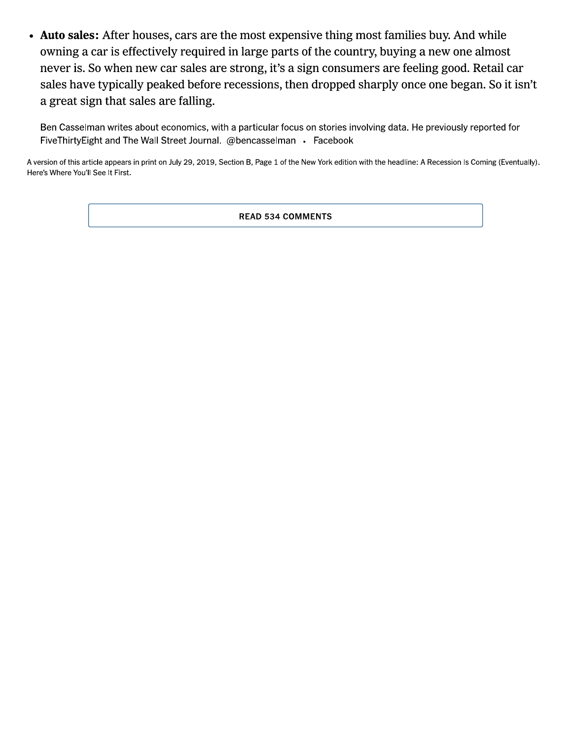- **Auto sales:** After houses, cars are the most expensive thing most families buy. And while owning a car is effectively required in large parts of the country, buying a new one almost never is. So when new car sales are strong, it's a sign consumers are feeling good. Retail car sales have typically peaked before recessions, then dropped sharply once one began. So it isn't a great sign that sales are falling.

Ben Casselman writes about economics, with a particular focus on stories involving data. He previously reported for FiveThirtyEight and The Wall Street Journal. @bencasselman • Facebook

A version of this article appears in print on July 29, 2019, Section B, Page 1 of the New York edition with the headline: A Recession Is Coming (Eventually). Here's Where You'll See It First.

READ 534 COMMENTS